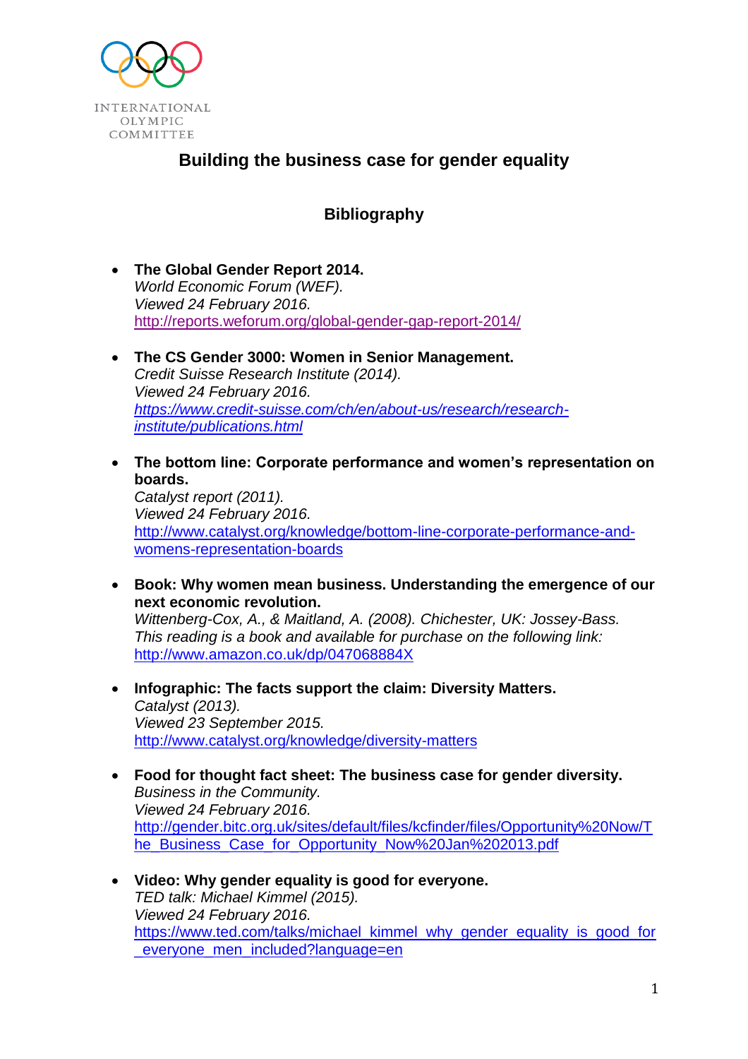INTERNATIONAL
OLYMPIC
COMMITTEE

# Building the business case for gender equality

## Bibliography

- **The Global Gender Report 2014.**
  *World Economic Forum (WEF).*
  *Viewed 24 February 2016.*
  http://reports.weforum.org/global-gender-gap-report-2014/

- **The CS Gender 3000: Women in Senior Management.**
  *Credit Suisse Research Institute (2014).*
  *Viewed 24 February 2016.*
  *https://www.credit-suisse.com/ch/en/about-us/research/research-institute/publications.html*

- **The bottom line: Corporate performance and women's representation on boards.**
  *Catalyst report (2011).*
  *Viewed 24 February 2016.*
  http://www.catalyst.org/knowledge/bottom-line-corporate-performance-and-womens-representation-boards

- **Book: Why women mean business. Understanding the emergence of our next economic revolution.**
  *Wittenberg-Cox, A., & Maitland, A. (2008). Chichester, UK: Jossey-Bass.*
  *This reading is a book and available for purchase on the following link:*
  http://www.amazon.co.uk/dp/047068884X

- **Infographic: The facts support the claim: Diversity Matters.**
  *Catalyst (2013).*
  *Viewed 23 September 2015.*
  http://www.catalyst.org/knowledge/diversity-matters

- **Food for thought fact sheet: The business case for gender diversity.**
  *Business in the Community.*
  *Viewed 24 February 2016.*
  http://gender.bitc.org.uk/sites/default/files/kcfinder/files/Opportunity%20Now/The_Business_Case_for_Opportunity_Now%20Jan%202013.pdf

- **Video: Why gender equality is good for everyone.**
  *TED talk: Michael Kimmel (2015).*
  *Viewed 24 February 2016.*
  https://www.ted.com/talks/michael_kimmel_why_gender_equality_is_good_for_everyone_men_included?language=en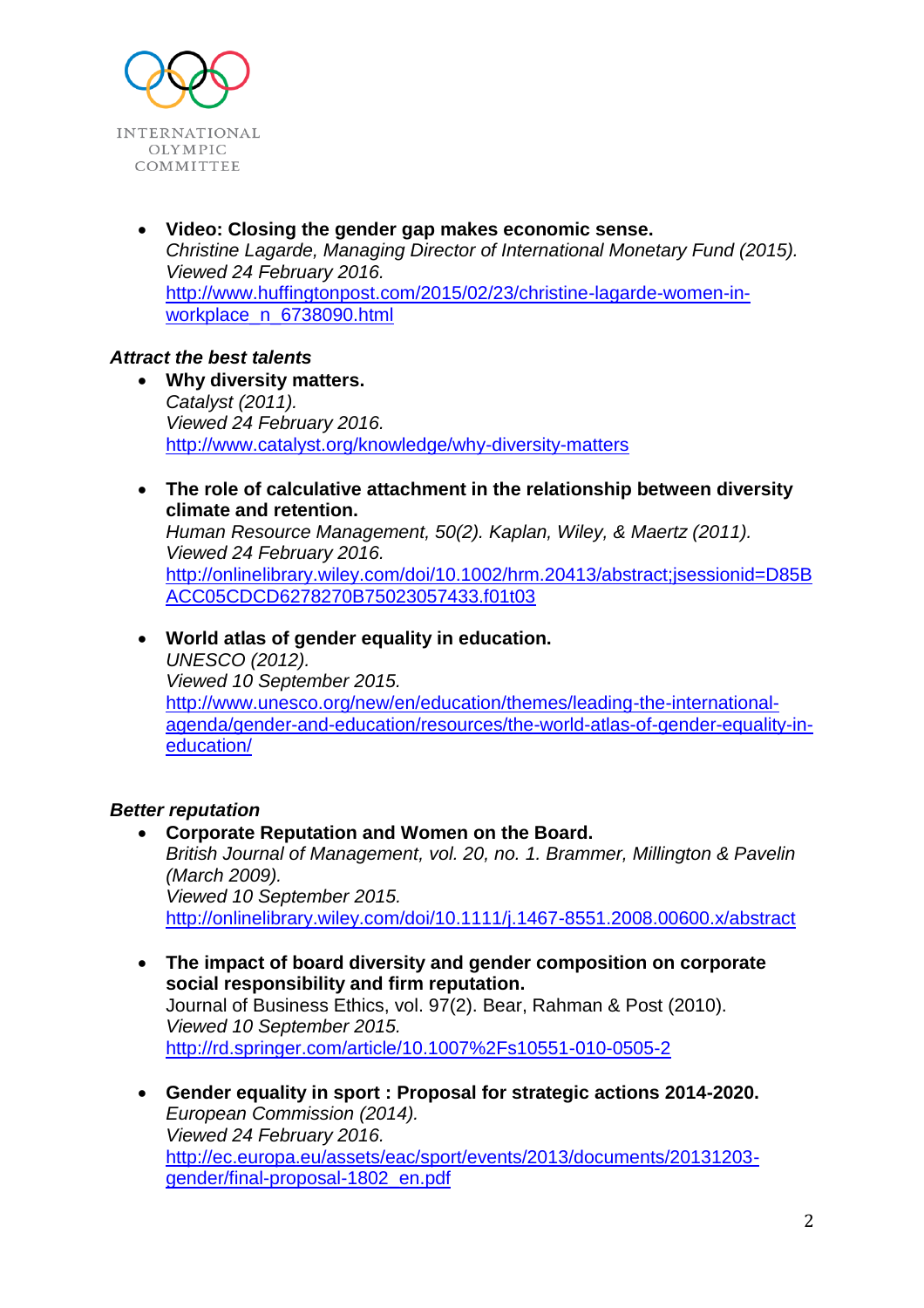- **Video: Closing the gender gap makes economic sense.**
  *Christine Lagarde, Managing Director of International Monetary Fund (2015).*
  *Viewed 24 February 2016.*
  http://www.huffingtonpost.com/2015/02/23/christine-lagarde-women-in-workplace_n_6738090.html

***Attract the best talents***

- **Why diversity matters.**
  *Catalyst (2011).*
  *Viewed 24 February 2016.*
  http://www.catalyst.org/knowledge/why-diversity-matters

- **The role of calculative attachment in the relationship between diversity climate and retention.**
  *Human Resource Management, 50(2). Kaplan, Wiley, & Maertz (2011).*
  *Viewed 24 February 2016.*
  http://onlinelibrary.wiley.com/doi/10.1002/hrm.20413/abstract;jsessionid=D85BACC05CDCD6278270B75023057433.f01t03

- **World atlas of gender equality in education.**
  *UNESCO (2012).*
  *Viewed 10 September 2015.*
  http://www.unesco.org/new/en/education/themes/leading-the-international-agenda/gender-and-education/resources/the-world-atlas-of-gender-equality-in-education/

***Better reputation***

- **Corporate Reputation and Women on the Board.**
  *British Journal of Management, vol. 20, no. 1. Brammer, Millington & Pavelin (March 2009).*
  *Viewed 10 September 2015.*
  http://onlinelibrary.wiley.com/doi/10.1111/j.1467-8551.2008.00600.x/abstract

- **The impact of board diversity and gender composition on corporate social responsibility and firm reputation.**
  Journal of Business Ethics, vol. 97(2). Bear, Rahman & Post (2010).
  *Viewed 10 September 2015.*
  http://rd.springer.com/article/10.1007%2Fs10551-010-0505-2

- **Gender equality in sport : Proposal for strategic actions 2014-2020.**
  *European Commission (2014).*
  *Viewed 24 February 2016.*
  http://ec.europa.eu/assets/eac/sport/events/2013/documents/20131203-gender/final-proposal-1802_en.pdf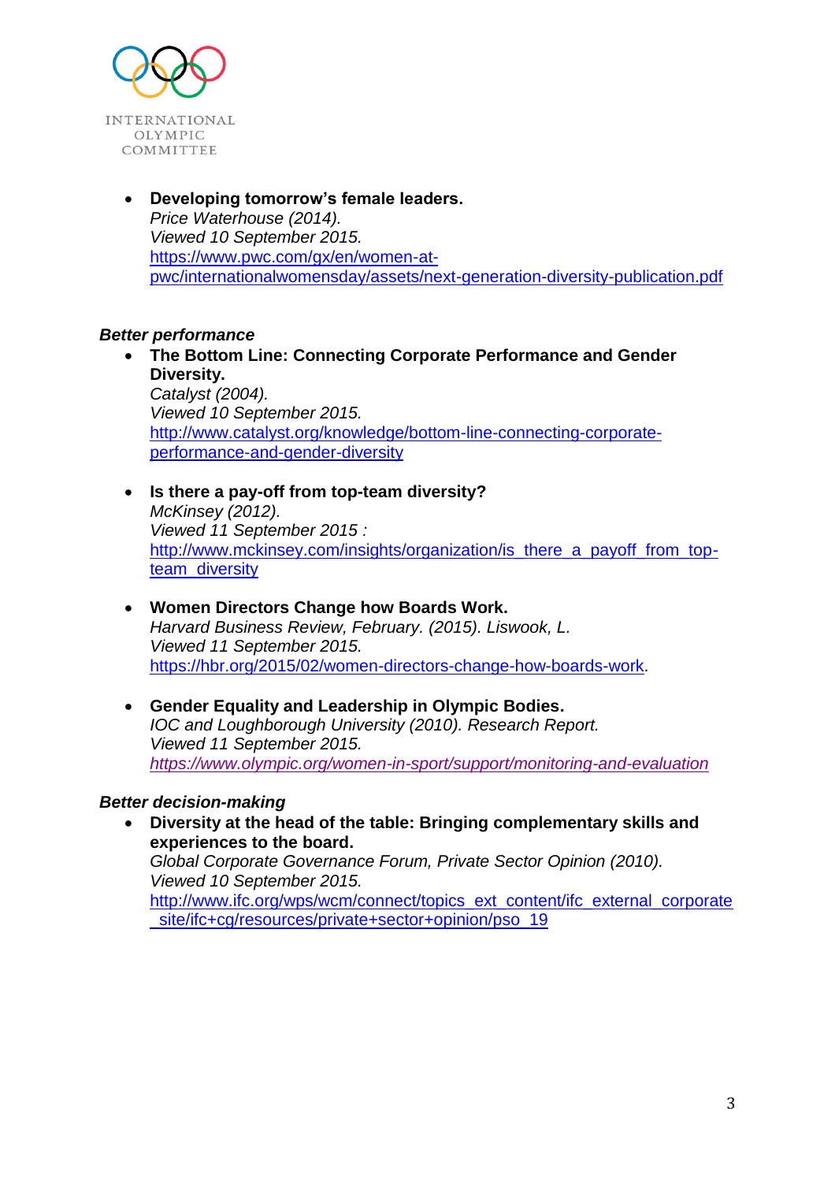- **Developing tomorrow's female leaders.**
  *Price Waterhouse (2014).*
  *Viewed 10 September 2015.*
  https://www.pwc.com/gx/en/women-at-pwc/internationalwomensday/assets/next-generation-diversity-publication.pdf

***Better performance***

- **The Bottom Line: Connecting Corporate Performance and Gender Diversity.**
  *Catalyst (2004).*
  *Viewed 10 September 2015.*
  http://www.catalyst.org/knowledge/bottom-line-connecting-corporate-performance-and-gender-diversity

- **Is there a pay-off from top-team diversity?**
  *McKinsey (2012).*
  *Viewed 11 September 2015 :*
  http://www.mckinsey.com/insights/organization/is_there_a_payoff_from_top-team_diversity

- **Women Directors Change how Boards Work.**
  *Harvard Business Review, February. (2015). Liswook, L.*
  *Viewed 11 September 2015.*
  https://hbr.org/2015/02/women-directors-change-how-boards-work.

- **Gender Equality and Leadership in Olympic Bodies.**
  *IOC and Loughborough University (2010). Research Report.*
  *Viewed 11 September 2015.*
  *https://www.olympic.org/women-in-sport/support/monitoring-and-evaluation*

***Better decision-making***

- **Diversity at the head of the table: Bringing complementary skills and experiences to the board.**
  *Global Corporate Governance Forum, Private Sector Opinion (2010).*
  *Viewed 10 September 2015.*
  http://www.ifc.org/wps/wcm/connect/topics_ext_content/ifc_external_corporate_site/ifc+cg/resources/private+sector+opinion/pso_19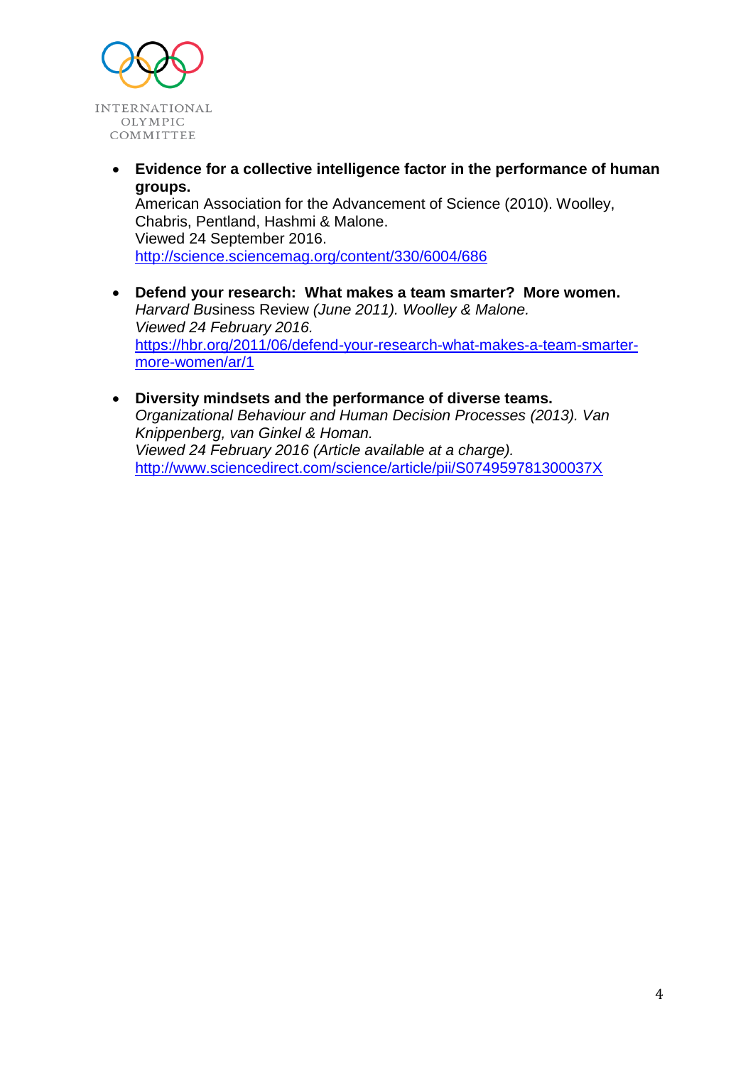INTERNATIONAL
OLYMPIC
COMMITTEE

- **Evidence for a collective intelligence factor in the performance of human groups.**
  American Association for the Advancement of Science (2010). Woolley, Chabris, Pentland, Hashmi & Malone.
  Viewed 24 September 2016.
  http://science.sciencemag.org/content/330/6004/686

- **Defend your research: What makes a team smarter? More women.**
  *Harvard Bu*siness Review *(June 2011). Woolley & Malone.*
  *Viewed 24 February 2016.*
  https://hbr.org/2011/06/defend-your-research-what-makes-a-team-smarter-more-women/ar/1

- **Diversity mindsets and the performance of diverse teams.**
  *Organizational Behaviour and Human Decision Processes (2013). Van Knippenberg, van Ginkel & Homan.*
  *Viewed 24 February 2016 (Article available at a charge).*
  http://www.sciencedirect.com/science/article/pii/S074959781300037X